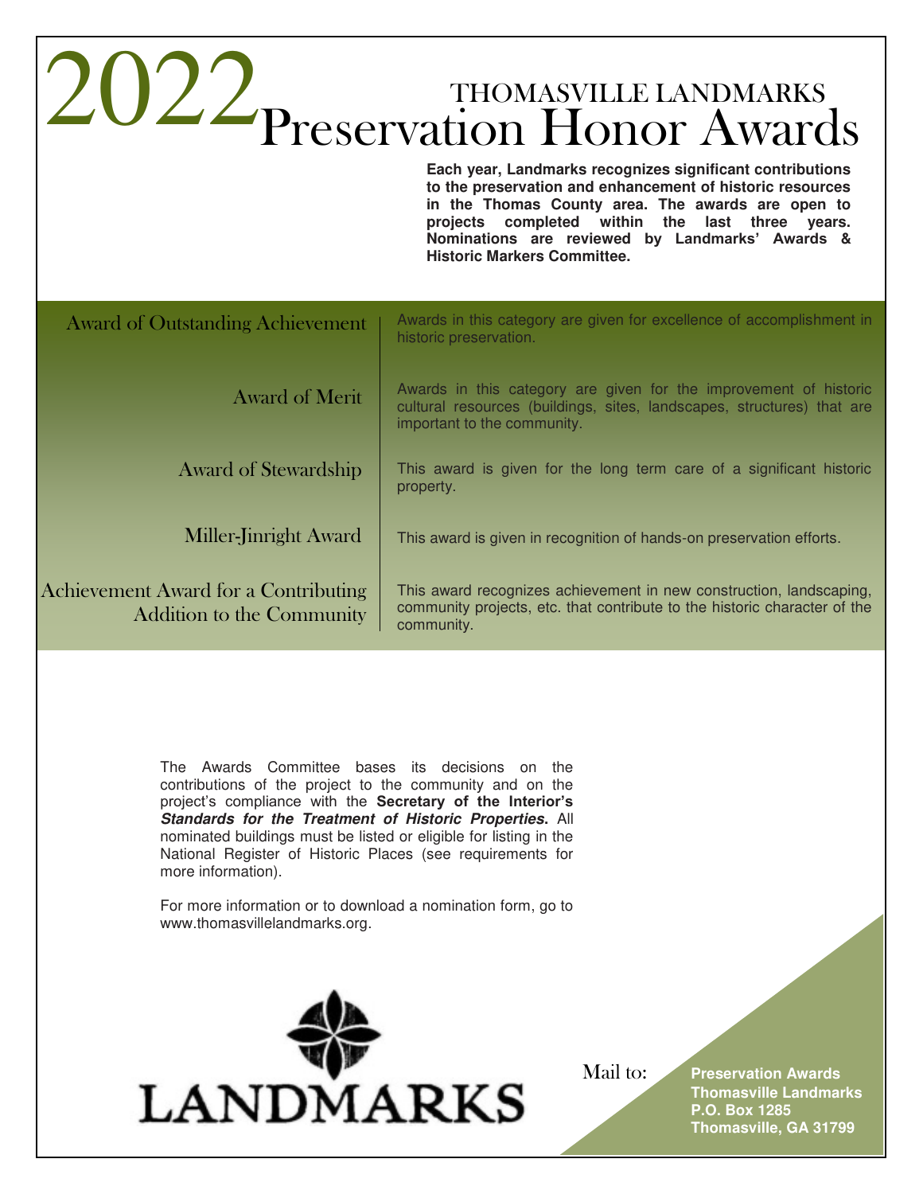# 2022 THOMASVILLE LANDMARKS Preservation Honor Awards

**Each year, Landmarks recognizes significant contributions to the preservation and enhancement of historic resources in the Thomas County area. The awards are open to projects completed within the last three years. Nominations are reviewed by Landmarks' Awards & Historic Markers Committee.**

| Award | Description |
|---|---|
| Award of Outstanding Achievement | Awards in this category are given for excellence of accomplishment in historic preservation. |
| Award of Merit | Awards in this category are given for the improvement of historic cultural resources (buildings, sites, landscapes, structures) that are important to the community. |
| Award of Stewardship | This award is given for the long term care of a significant historic property. |
| Miller-Jinright Award | This award is given in recognition of hands-on preservation efforts. |
| Achievement Award for a Contributing Addition to the Community | This award recognizes achievement in new construction, landscaping, community projects, etc. that contribute to the historic character of the community. |

The Awards Committee bases its decisions on the contributions of the project to the community and on the project's compliance with the **Secretary of the Interior's *Standards for the Treatment of Historic Properties*.** All nominated buildings must be listed or eligible for listing in the National Register of Historic Places (see requirements for more information).

For more information or to download a nomination form, go to www.thomasvillelandmarks.org.

LANDMARKS

Mail to:

**Preservation Awards**
**Thomasville Landmarks**
**P.O. Box 1285**
**Thomasville, GA 31799**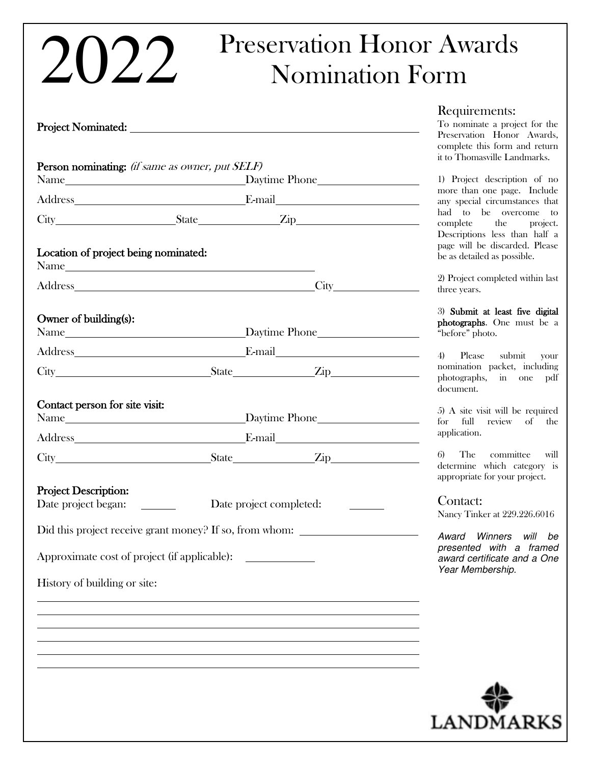# 2022 Preservation Honor Awards Nomination Form

**Project Nominated:** ______________________________

**Person nominating:** *(if same as owner, put SELF)*

Name ______________________ Daytime Phone ______________

Address ______________________ E-mail ______________

City ______________ State __________ Zip ______________

**Location of project being nominated:**

Name ______________________

Address ______________________ City ______________

**Owner of building(s):**

Name ______________________ Daytime Phone ______________

Address ______________________ E-mail ______________

City ______________ State __________ Zip ______________

**Contact person for site visit:**

Name ______________________ Daytime Phone ______________

Address ______________________ E-mail ______________

City ______________ State __________ Zip ______________

**Project Description:**

Date project began: ______ Date project completed: ______

Did this project receive grant money? If so, from whom: ______________

Approximate cost of project (if applicable): ______________

History of building or site:

______________________________

______________________________

______________________________

______________________________

______________________________

______________________________

## Requirements:

To nominate a project for the Preservation Honor Awards, complete this form and return it to Thomasville Landmarks.

1) Project description of no more than one page. Include any special circumstances that had to be overcome to complete the project. Descriptions less than half a page will be discarded. Please be as detailed as possible.

2) Project completed within last three years.

3) **Submit at least five digital photographs**. One must be a "before" photo.

4) Please submit your nomination packet, including photographs, in one pdf document.

5) A site visit will be required for full review of the application.

6) The committee will determine which category is appropriate for your project.

## Contact:

Nancy Tinker at 229.226.6016

*Award Winners will be presented with a framed award certificate and a One Year Membership.*

LANDMARKS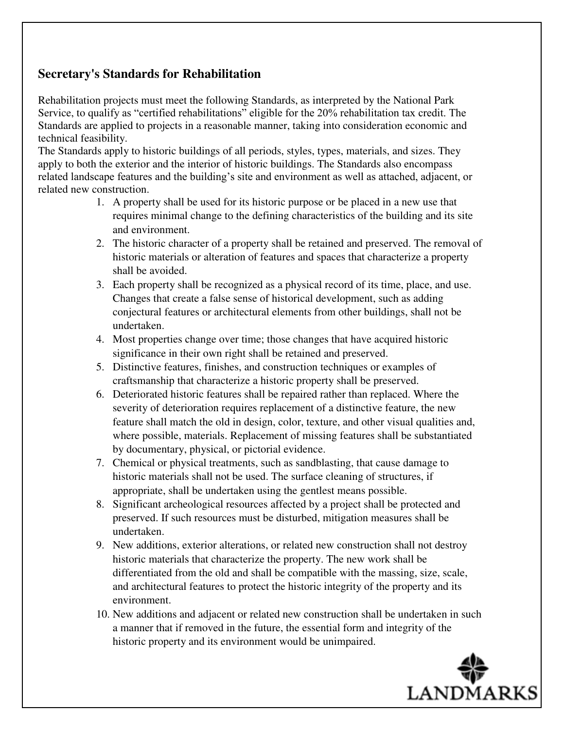## Secretary's Standards for Rehabilitation

Rehabilitation projects must meet the following Standards, as interpreted by the National Park Service, to qualify as "certified rehabilitations" eligible for the 20% rehabilitation tax credit. The Standards are applied to projects in a reasonable manner, taking into consideration economic and technical feasibility.

The Standards apply to historic buildings of all periods, styles, types, materials, and sizes. They apply to both the exterior and the interior of historic buildings. The Standards also encompass related landscape features and the building's site and environment as well as attached, adjacent, or related new construction.

1. A property shall be used for its historic purpose or be placed in a new use that requires minimal change to the defining characteristics of the building and its site and environment.
2. The historic character of a property shall be retained and preserved. The removal of historic materials or alteration of features and spaces that characterize a property shall be avoided.
3. Each property shall be recognized as a physical record of its time, place, and use. Changes that create a false sense of historical development, such as adding conjectural features or architectural elements from other buildings, shall not be undertaken.
4. Most properties change over time; those changes that have acquired historic significance in their own right shall be retained and preserved.
5. Distinctive features, finishes, and construction techniques or examples of craftsmanship that characterize a historic property shall be preserved.
6. Deteriorated historic features shall be repaired rather than replaced. Where the severity of deterioration requires replacement of a distinctive feature, the new feature shall match the old in design, color, texture, and other visual qualities and, where possible, materials. Replacement of missing features shall be substantiated by documentary, physical, or pictorial evidence.
7. Chemical or physical treatments, such as sandblasting, that cause damage to historic materials shall not be used. The surface cleaning of structures, if appropriate, shall be undertaken using the gentlest means possible.
8. Significant archeological resources affected by a project shall be protected and preserved. If such resources must be disturbed, mitigation measures shall be undertaken.
9. New additions, exterior alterations, or related new construction shall not destroy historic materials that characterize the property. The new work shall be differentiated from the old and shall be compatible with the massing, size, scale, and architectural features to protect the historic integrity of the property and its environment.
10. New additions and adjacent or related new construction shall be undertaken in such a manner that if removed in the future, the essential form and integrity of the historic property and its environment would be unimpaired.

LANDMARKS